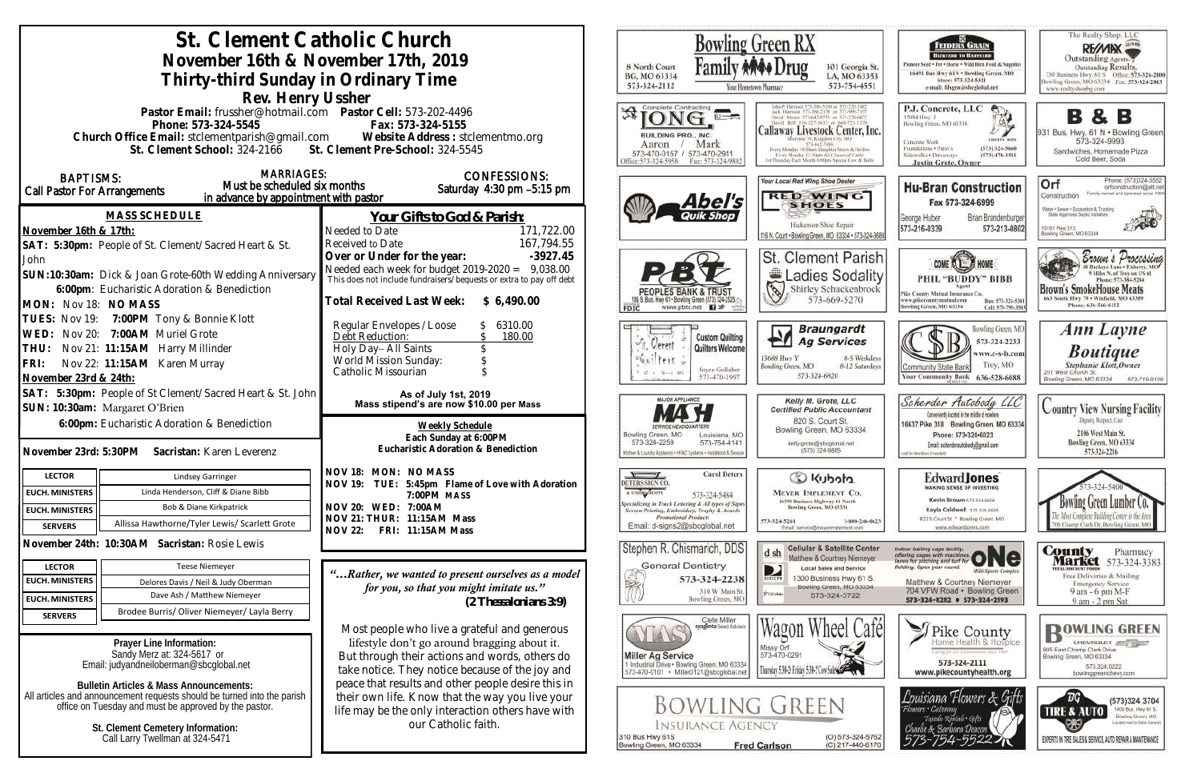# St. Clement Catholic Church

## November 16th & November 17th, 2019

## Thirty-third Sunday in Ordinary Time

### Rev. Henry Ussher

Pastor Email: frussher@hotmail.com   Pastor Cell: 573-202-4496
Phone: 573-324-5545   Fax: 573-324-5155
Church Office Email: stclementparish@gmail.com   Website Address : stclementmo.org
St. Clement School: 324-2166   St. Clement Pre-School: 324-5545

**BAPTISMS:** Call Pastor For Arrangements

**MARRIAGES:** Must be scheduled six months in advance by appointment with pastor

**CONFESSIONS:** Saturday 4:30 pm –5:15 pm

## MASS SCHEDULE

**November 16th & 17th:**

**SAT: 5:30pm:** People of St. Clement/Sacred Heart & St. John

**SUN:10:30am:** Dick & Joan Grote-60th Wedding Anniversary

**6:00pm**: Eucharistic Adoration & Benediction

**MON:** Nov 18: **NO MASS**

**TUES:** Nov 19: **7:00PM** Tony & Bonnie Klott

**WED:** Nov 20: **7:00AM** Muriel Grote

**THU:** Nov 21: **11:15AM** Harry Millinder

**FRI:** Nov 22: **11:15AM** Karen Murray

**November 23rd & 24th:**

**SAT: 5:30pm:** People of St Clement/Sacred Heart & St. John

**SUN: 10:30am:** Margaret O'Brien

**6:00pm:** Eucharistic Adoration & Benediction

**November 23rd: 5:30PM   Sacristan:** Karen Leverenz

| LECTOR | Lindsey Garringer |
|---|---|
| EUCH. MINISTERS | Linda Henderson, Cliff & Diane Bibb |
| EUCH. MINISTERS | Bob & Diane Kirkpatrick |
| SERVERS | Allissa Hawthorne/Tyler Lewis/ Scarlett Grote |

**November 24th: 10:30AM   Sacristan:** Rosie Lewis

| LECTOR | Teese Niemeyer |
|---|---|
| EUCH. MINISTERS | Delores Davis / Neil & Judy Oberman |
| EUCH. MINISTERS | Dave Ash / Matthew Niemeyer |
| SERVERS | Brodee Burris/ Oliver Niemeyer/ Layla Berry |

**Prayer Line Information:**
Sandy Merz at: 324-5617 or
Email: judyandneiloberman@sbcglobal.net

**Bulletin Articles & Mass Announcements:**
All articles and announcement requests should be turned into the parish office on Tuesday and must be approved by the pastor.

**St. Clement Cemetery Information:**
Call Larry Twellman at 324-5471

## Your Gifts to God & Parish:

| | |
|---|---|
| Needed to Date | 171,722.00 |
| Received to Date | 167,794.55 |
| **Over or Under for the year:** | **-3927.45** |
| Needed each week for budget 2019-2020 = 9,038.00 | |

This does not include fundraisers/ bequests or extra to pay off debt

**Total Received Last Week: $ 6,490.00**

| | |
|---|---|
| Regular Envelopes / Loose | $ 6310.00 |
| Debt Reduction: | $ 180.00 |
| Holy Day– All Saints | $ |
| World Mission Sunday: | $ |
| Catholic Missourian | $ |

**As of July 1st, 2019**
**Mass stipend's are now $10.00 per Mass**

**Weekly Schedule**
**Each Sunday at 6:00PM**
**Eucharistic Adoration & Benediction**

**NOV 18: MON: NO MASS**
**NOV 19: TUE: 5:45pm Flame of Love with Adoration**
**7:00PM MASS**
**NOV 20: WED: 7:00AM**
**NOV 21: THUR: 11:15AM Mass**
**NOV 22: FRI: 11:15AM Mass**

*"…Rather, we wanted to present ourselves as a model for you, so that you might imitate us."*
**(2 Thessalonians 3:9)**

Most people who live a grateful and generous lifestyle don't go around bragging about it. But through their actions and words, others do take notice. They notice because of the joy and peace that results and other people desire this in their own life. Know that the way you live your life may be the only interaction others have with our Catholic faith.

---

Bowling Green RX Family Drug — 8 North Court, BG, MO 63334, 573-324-2112 — 301 Georgia St., LA, MO 63353, 573-754-4551 — Your Hometown Pharmacy

Feeders Grain — Backyard to Barnyard — Pioneer Seed • Pet • Horse • Wild Bird Feed & Supplies — 16491 Bus Hwy 61N • Bowling Green, MO — Store: 573-324-5411 — e-mail: fdsgrn@sbcglobal.net

The Realty Shop, LLC — RE/MAX — Outstanding Agents. Outstanding Results. — 730 Business Hwy. 61 S, Bowling Green, MO 63334 — Office: 573-324-2800 — Fax: 573-324-2863 — www.realtyshop.com

Complete Contracting — Long Building Pro., Inc. — Aaron 573-470-0157 / Mark 573-470-2911 — Office: 573-324-5958 Fax: 573-324-9802

Callaway Livestock Center, Inc. — Every Monday 10:00am Slaughter Steers & Heifers — Every Monday 12:30pm All Classes of Cattle — 1st Thursday Each Month 6:00pm Special Cow & Bulls

P.J. Concrete, LLC — 15084 Hwy. J, Bowling Green, MO 63334 — Concrete Work, Foundations • Patio's, Sidewalks • Driveways — (573) 324-5660, (573) 470-1511 — Justin Grote, Owner

B & B — 931 Bus. Hwy. 61 N • Bowling Green — 573-324-9993 — Sandwiches, Homemade Pizza, Cold Beer, Soda

Abel's Quik Shop

Your Local Red Wing Shoe Dealer — Red Wing Shoes — Hickerson Shoe Repair — 116 N. Court • Bowling Green, MO 63334 • 573-324-3688

Hu-Bran Construction — Fax 573-324-6999 — George Huber 573-216-0339 — Brian Brandenburger 573-213-0802

Orf Construction — Phone: (573)324-3552 — orfconstruction@att.net — Family owned and operated since 1984 — Water • Sewer • Excavation & Trucking — State Approved Septic Installers — 15181 Pike 313, Bowling Green, MO 63334

Peoples Bank & Trust — 1116 S. Bus. Hwy 61 • Bowling Green (573) 324-2525 — www.pbtc.net — FDIC

St. Clement Parish Ladies Sodality — Shirley Schuckenbrock 573-669-5270

Come Home — Phil "Buddy" Bibb — Agent — Pike County Mutual Insurance Co. — www.pikecountymutual.com — Bowling Green, MO 63334 — Bus: 573-324-5361 — Cell: 573-795-3593

Brown's Processing — & Buckeye Lane • Eolia, MO — 9 Miles N. of Troy on US 61 — Phone: 573-384-5284 — Brown's SmokeHouse Meats — 663 South Hwy 79 • Winfield, MO 63389 — Phone: 636-566-6112

St. Clement Quilters — Custom Quilting — Quilters Welcome — Joyce Gollaher 573-470-1997

Braungardt Ag Services — 13688 Hwy Y, Bowling Green, MO — 8-5 Weekdays, 8-12 Saturdays — 573-324-6820

Community State Bank — Bowling Green, MO 573-324-2233 — www.c-s-b.com — Troy, MO 636-528-6088 — Your Community Bank

Ann Layne Boutique — Stephanie Klott, Owner — 211 West Church St., Bowling Green, MO 63334 — 573-719-9108

Major Appliance — MASH Service Headquarters — Bowling Green, MO 573-324-2259 — Louisiana, MO 573-754-4141 — Kitchen & Laundry Appliance • HVAC Systems • Installation & Service

Kelly M. Grote, LLC — Certified Public Accountant — 820 S. Court St., Bowling Green, MO 63334 — kellygrote@sbcglobal.net — (573) 324-9885

Scherder Autobody LLC — Conveniently located in the middle of nowhere — 16637 Pike 318 Bowling Green, MO 63334 — Phone: 573+324+6023 — Email: scherderautobody@gmail.com

Country View Nursing Facility — Dignity, Respect, Care — 2106 West Main St., Bowling Green, MO 63334 — 573-324-2216

Deters Sign Co. — Carol Deters — 573-324-5484 — Specializing in Truck Lettering & All types of Signs, Screen Printing, Embroidery, Trophy & Awards, Promotional Products — Email: d-signs2@sbcglobal.net

Kubota — Meyer Implement Co. — 16398 Business Highway 61 North, Bowling Green, MO 63334 — 573-324-5261 — 1-800-246-0623 — Email: service@meyerimplement.com

Edward Jones — Making Sense of Investing — Kevin Brown 573-324-6604 — Kayla Caldwell 573-324-6604 — 822 S Court St • Bowling Green, MO — www.edwardjones.com

Bowling Green Lumber Co. — 573-324-5400 — The Most Complete Building Center in the Area — 700 Champ Clark Dr. Bowling Green, MO

Stephen R. Chismarich, DDS — General Dentistry — 573-324-2238 — 310 W. Main St., Bowling Green, MO

Cellular & Satellite Center — Matthew & Courtney Niemeyer — Local Sales and Service — 1300 Business Hwy 61 S., Bowling Green, MO 63334 — 573-324-3722

ONE Multi-Sports Complex — Indoor batting cage facility, offering cages with machines, lanes for pitching and turf for fielding. Open year round. — Matthew & Courtney Niemeyer — 704 VFW Road • Bowling Green — 573-324-8282 • 573-324-2193

County Market Pharmacy — 573-324-3383 — Free Deliveries & Mailing — Emergency Service — 9 am - 6 pm M-F, 9 am - 2 pm Sat

MAS — Clete Miller, Syngenta Seed Advisor — Miller Ag Service — 1 Industrial Drive • Bowling Green, MO 63334 — 573-470-0101 • Miller0121@sbcglobal.net

Wagon Wheel Café — Missy Orf — 573-470-0291 — Thursday 5:30-2; Friday 5:30-2; Cow Sale

Pike County Home Health & Hospice — 573-324-2111 — www.pikecountyhealth.org

Bowling Green Chevrolet — 805 East Champ Clark Drive, Bowling Green, MO 63334 — 573.324.0222 — bowlinggreenchevy.com

Bowling Green Insurance Agency — 310 Bus Hwy 61S, Bowling Green, MO 63334 — Fred Carlson — (O) 573-324-5762 — (C) 217-440-6170

Louisiana Flowers & Gifts — Flowers • Catering • Tuxedo Rentals • Gifts — Charlie & Barbara Deacon — 573-754-5522

BG Tire & Auto — (573)324 3704 — 1400 Bus. Hwy 61 S., Bowling Green, MO — Experts in Tire Sales & Service, Auto Repair & Maintenance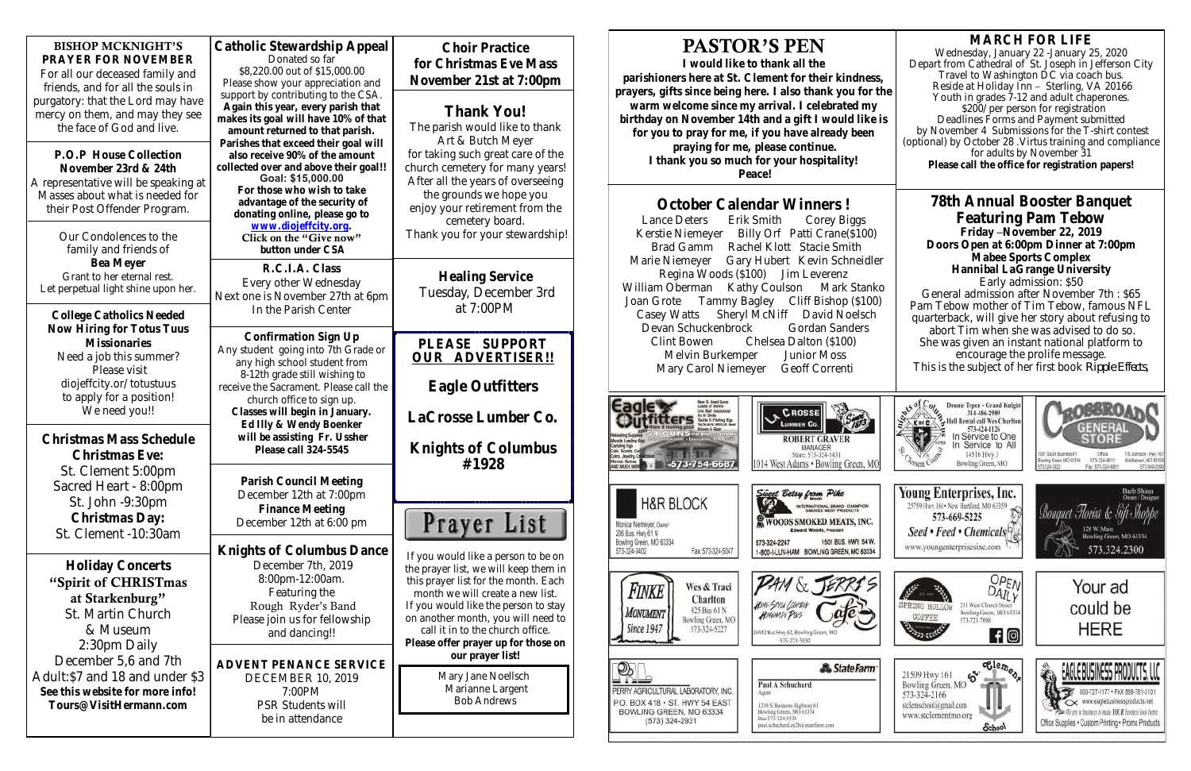**BISHOP MCKNIGHT'S PRAYER FOR NOVEMBER**

For all our deceased family and friends, and for all the souls in purgatory: that the Lord may have mercy on them, and may they see the face of God and live.

**P.O.P House Collection November 23rd & 24th**

A representative will be speaking at Masses about what is needed for their Post Offender Program.

Our Condolences to the family and friends of

**Bea Meyer**

Grant to her eternal rest. Let perpetual light shine upon her.

**College Catholics Needed Now Hiring for Totus Tuus Missionaries**

Need a job this summer? Please visit diojeffcity.or/totustuus to apply for a position! We need you!!

## Christmas Mass Schedule

**Christmas Eve:**

St. Clement 5:00pm

Sacred Heart - 8:00pm

St. John -9:30pm

**Christmas Day:**

St. Clement -10:30am

## Holiday Concerts

**"Spirit of CHRISTmas at Starkenburg"**

St. Martin Church & Museum

2:30pm Daily

December 5,6 and 7th

Adult:$7 and 18 and under $3

**See this website for more info! Tours@VisitHermann.com**

**Catholic Stewardship Appeal**

Donated so far $8,220.00 out of $15,000.00

Please show your appreciation and support by contributing to the CSA. **Again this year, every parish that makes its goal will have 10% of that amount returned to that parish. Parishes that exceed their goal will also receive 90% of the amount collected over and above their goal!! Goal: $15,000.00 For those who wish to take advantage of the security of donating online, please go to www.diojeffcity.org. Click on the "Give now" button under CSA**

**R.C.I.A. Class**

Every other Wednesday

Next one is November 27th at 6pm In the Parish Center

**Confirmation Sign Up**

Any student going into 7th Grade or any high school student from 8-12th grade still wishing to receive the Sacrament. Please call the church office to sign up.

**Classes will begin in January. Ed Illy & Wendy Boenker will be assisting Fr. Ussher Please call 324-5545**

**Parish Council Meeting**

December 12th at 7:00pm

**Finance Meeting**

December 12th at 6:00 pm

**Knights of Columbus Dance**

December 7th, 2019

8:00pm-12:00am.

Featuring the Rough Ryder's Band

Please join us for fellowship and dancing!!

**ADVENT PENANCE SERVICE**

DECEMBER 10, 2019

7:00PM

PSR Students will be in attendance

**Choir Practice for Christmas Eve Mass November 21st at 7:00pm**

**Thank You!**

The parish would like to thank Art & Butch Meyer for taking such great care of the church cemetery for many years! After all the years of overseeing the grounds we hope you enjoy your retirement from the cemetery board. Thank you for your stewardship!

**Healing Service**

Tuesday, December 3rd at 7:00PM

**PLEASE SUPPORT OUR ADVERTISER!!**

**Eagle Outfitters**

**LaCrosse Lumber Co.**

**Knights of Columbus #1928**

## Prayer List

If you would like a person to be on the prayer list, we will keep them in this prayer list for the month. Each month we will create a new list. If you would like the person to stay on another month, you will need to call it in to the church office. **Please offer prayer up for those on our prayer list!**

Mary Jane Noellsch

Marianne Largent

Bob Andrews

# PASTOR'S PEN

**I would like to thank all the parishioners here at St. Clement for their kindness, prayers, gifts since being here. I also thank you for the warm welcome since my arrival. I celebrated my birthday on November 14th and a gift I would like is for you to pray for me, if you have already been praying for me, please continue. I thank you so much for your hospitality! Peace!**

## October Calendar Winners !

Lance Deters Erik Smith Corey Biggs
Kerstie Niemeyer Billy Orf Patti Crane($100)
Brad Gamm Rachel Klott Stacie Smith
Marie Niemeyer Gary Hubert Kevin Schneidler
Regina Woods ($100) Jim Leverenz
William Oberman Kathy Coulson Mark Stanko
Joan Grote Tammy Bagley Cliff Bishop ($100)
Casey Watts Sheryl McNiff David Noelsch
Devan Schuckenbrock Gordan Sanders
Clint Bowen Chelsea Dalton ($100)
Melvin Burkemper Junior Moss
Mary Carol Niemeyer Geoff Correnti

**MARCH FOR LIFE**

Wednesday, January 22 -January 25, 2020

Depart from Cathedral of St. Joseph in Jefferson City

Travel to Washington DC via coach bus.

Reside at Holiday Inn – Sterling, VA 20166

Youth in grades 7-12 and adult chaperones.

$200/per person for registration

Deadlines Forms and Payment submitted by November 4 Submissions for the T-shirt contest (optional) by October 28 .Virtus training and compliance for adults by November 31

**Please call the office for registration papers!**

## 78th Annual Booster Banquet Featuring Pam Tebow

**Friday –November 22, 2019**

**Doors Open at 6:00pm Dinner at 7:00pm**

**Mabee Sports Complex**

**Hannibal LaGrange University**

Early admission: $50

General admission after November 7th : $65

Pam Tebow mother of Tim Tebow, famous NFL quarterback, will give her story about refusing to abort Tim when she was advised to do so. She was given an instant national platform to encourage the prolife message. This is the subject of her first book *Ripple Effects*.

Eagle Outfitters — 573-754-6687

LaCrosse Lumber Co. — Robert Graver, Manager, Store: 573-324-5431, 1014 West Adams • Bowling Green, MO

Knights of Columbus — Donnie Teper - Grand Knight 314-486-2980, Hall Rental call Wes Charlton 573-424-1126, In Service to One In Service to All, 14516 Hwy J, Bowling Green, MO

Crossroads General Store — 100 South Business 61, Bowling Green MO 63334, 573-324-3822; Office 573-324-6811, Fax 573-324-6811; 110 Johnson - Hwy 161, Middletown, MO 63359, 573-549-2099

H&R Block — Monica Niemeyer, Owner, 206 Bus. Hwy 61 N, Bowling Green, MO 63334, 573-324-3402, Fax: 573-324-5047

Sweet Betsy from Pike — Woods Smoked Meats, Inc., Edward Woods, President, 573-324-2247, 1501 Bus. Hwy. 54 W., 1-800-I-LUV-HAM, Bowling Green, MO 63334

Young Enterprises, Inc. — 25759 Hwy 161 • New Hartford, MO 63359, 573-669-5225, Seed • Feed • Chemicals, www.youngenterprisesinc.com

Bouquet Florist & Gift Shoppe — Barb Shaw, Owner/Designer, 121 W. Main, Bowling Green, MO 63334, 573.324.2300

Finke Monument Since 1947 — Wes & Traci Charlton, 825 Bus 61 N, Bowling Green, MO, 573-324-5227

Pam & Jerri's Cafe — Home-Style Cooking, Homemade Pies, 14442 Bus Hwy 61, Bowling Green, MO, 573-213-5930

Spring Hollow Coffee — Open Daily, 211 West Church Street, Bowling Green, MO 63334, 573-721-7088

Your ad could be HERE

Perry Agricultural Laboratory, Inc. — P.O. Box 418 • St. Hwy 54 East, Bowling Green, MO 63334, (573) 324-2931

State Farm — Paul A Schuchard, Agent, 1210 S Business Highway 61, Bowling Green, MO 63334, Bus 573-324-5534, paul.schuchard.es2b@statefarm.com

St. Clement School — 21509 Hwy 161, Bowling Green, MO, 573-324-2166, stclemschool@gmail.com, www.stclementmo.org

Eagle Business Products, LLC — 800-727-1177 • FAX 888-781-3101, www.eaglebusinessproducts.net, Office Supplies • Custom Printing • Promo Products